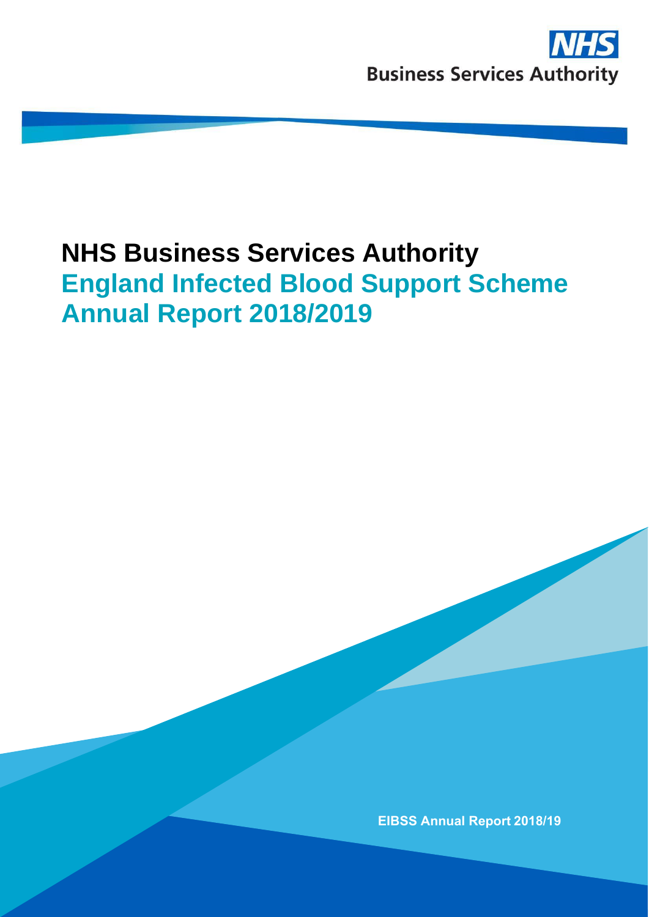NHS Business Services Authority

# NHS Business Services Authority

## England Infected Blood Support Scheme Annual Report 2018/2019

**EIBSS Annual Report 2018/19**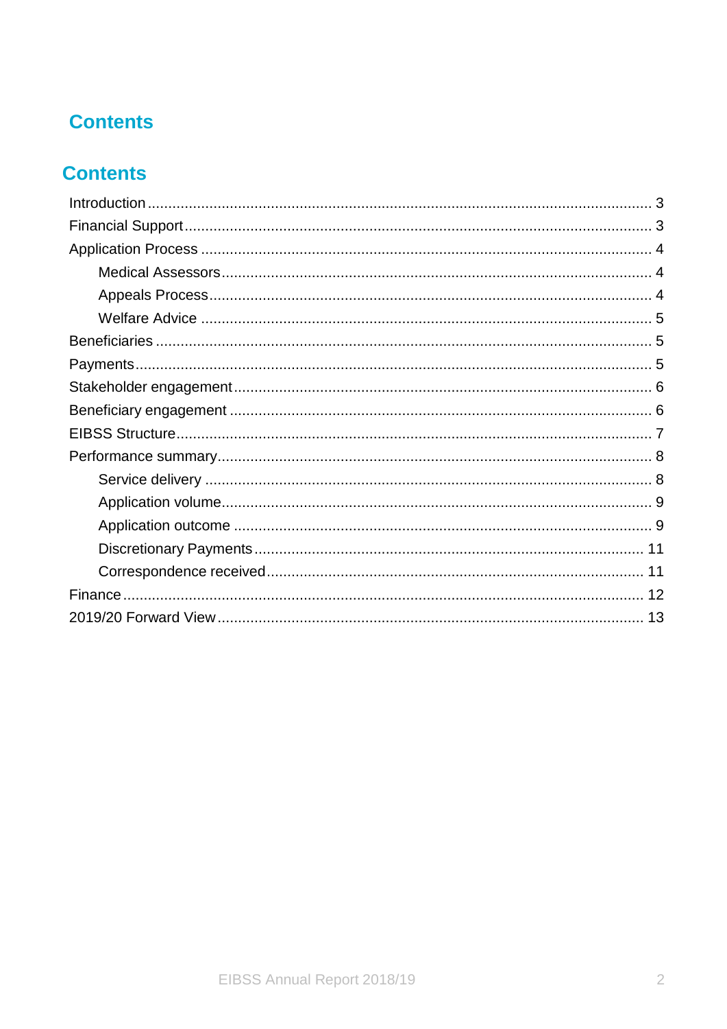# Contents

## Contents

- Introduction ... 3
- Financial Support ... 3
- Application Process ... 4
  - Medical Assessors ... 4
  - Appeals Process ... 4
  - Welfare Advice ... 5
- Beneficiaries ... 5
- Payments ... 5
- Stakeholder engagement ... 6
- Beneficiary engagement ... 6
- EIBSS Structure ... 7
- Performance summary ... 8
  - Service delivery ... 8
  - Application volume ... 9
  - Application outcome ... 9
  - Discretionary Payments ... 11
  - Correspondence received ... 11
- Finance ... 12
- 2019/20 Forward View ... 13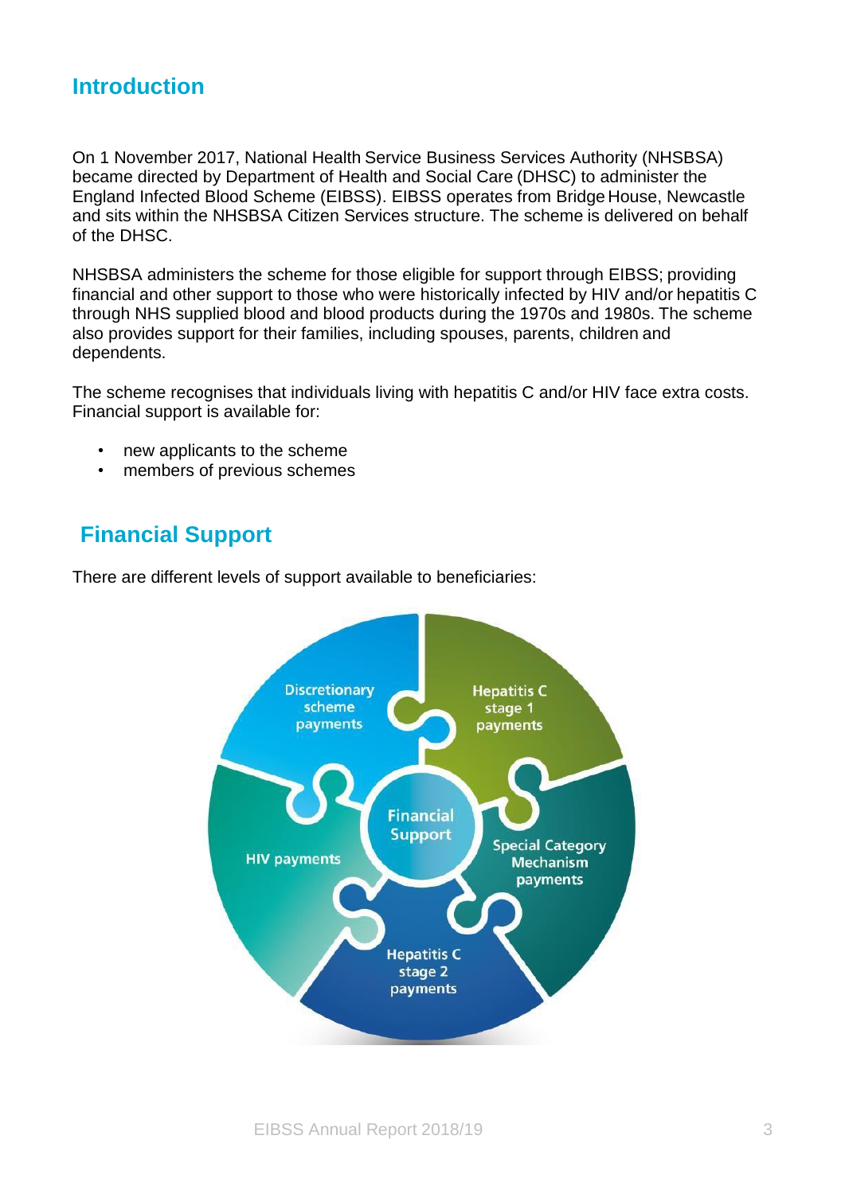## Introduction

On 1 November 2017, National Health Service Business Services Authority (NHSBSA) became directed by Department of Health and Social Care (DHSC) to administer the England Infected Blood Scheme (EIBSS). EIBSS operates from Bridge House, Newcastle and sits within the NHSBSA Citizen Services structure. The scheme is delivered on behalf of the DHSC.

NHSBSA administers the scheme for those eligible for support through EIBSS; providing financial and other support to those who were historically infected by HIV and/or hepatitis C through NHS supplied blood and blood products during the 1970s and 1980s. The scheme also provides support for their families, including spouses, parents, children and dependents.

The scheme recognises that individuals living with hepatitis C and/or HIV face extra costs. Financial support is available for:

- new applicants to the scheme
- members of previous schemes

## Financial Support

There are different levels of support available to beneficiaries:

- Financial Support
  - Discretionary scheme payments
  - Hepatitis C stage 1 payments
  - Special Category Mechanism payments
  - Hepatitis C stage 2 payments
  - HIV payments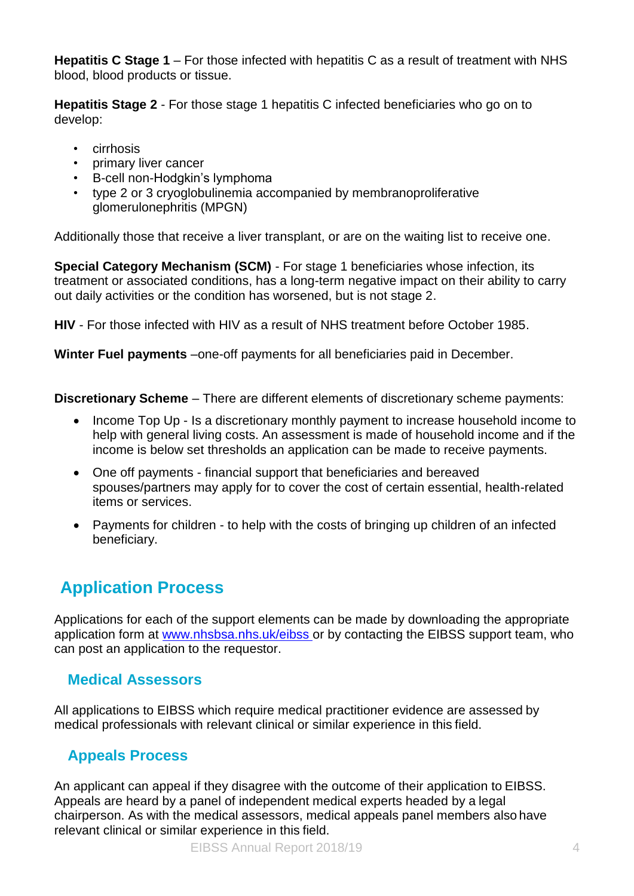**Hepatitis C Stage 1** – For those infected with hepatitis C as a result of treatment with NHS blood, blood products or tissue.

**Hepatitis Stage 2** - For those stage 1 hepatitis C infected beneficiaries who go on to develop:

- cirrhosis
- primary liver cancer
- B-cell non-Hodgkin's lymphoma
- type 2 or 3 cryoglobulinemia accompanied by membranoproliferative glomerulonephritis (MPGN)

Additionally those that receive a liver transplant, or are on the waiting list to receive one.

**Special Category Mechanism (SCM)** - For stage 1 beneficiaries whose infection, its treatment or associated conditions, has a long-term negative impact on their ability to carry out daily activities or the condition has worsened, but is not stage 2.

**HIV** - For those infected with HIV as a result of NHS treatment before October 1985.

**Winter Fuel payments** –one-off payments for all beneficiaries paid in December.

**Discretionary Scheme** – There are different elements of discretionary scheme payments:

- Income Top Up - Is a discretionary monthly payment to increase household income to help with general living costs. An assessment is made of household income and if the income is below set thresholds an application can be made to receive payments.
- One off payments - financial support that beneficiaries and bereaved spouses/partners may apply for to cover the cost of certain essential, health-related items or services.
- Payments for children - to help with the costs of bringing up children of an infected beneficiary.

## Application Process

Applications for each of the support elements can be made by downloading the appropriate application form at [www.nhsbsa.nhs.uk/eibss](www.nhsbsa.nhs.uk/eibss) or by contacting the EIBSS support team, who can post an application to the requestor.

### Medical Assessors

All applications to EIBSS which require medical practitioner evidence are assessed by medical professionals with relevant clinical or similar experience in this field.

### Appeals Process

An applicant can appeal if they disagree with the outcome of their application to EIBSS. Appeals are heard by a panel of independent medical experts headed by a legal chairperson. As with the medical assessors, medical appeals panel members also have relevant clinical or similar experience in this field.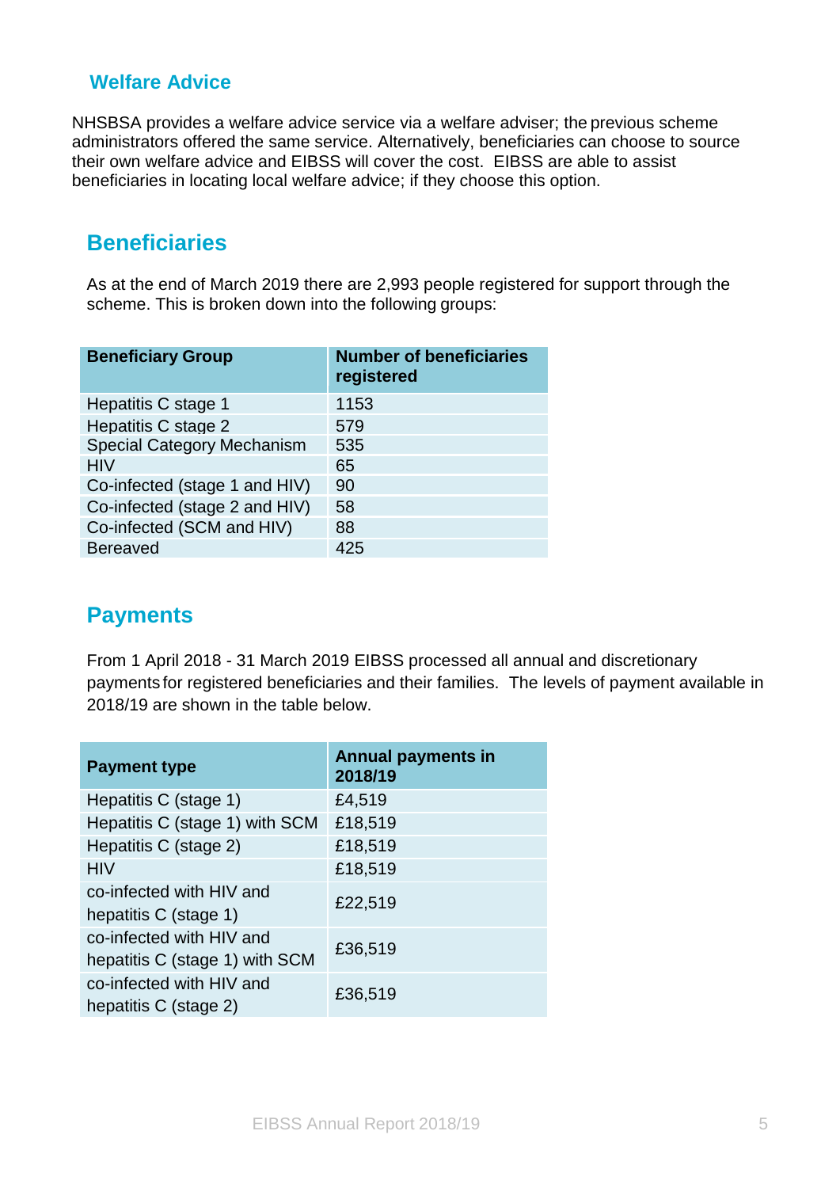## Welfare Advice

NHSBSA provides a welfare advice service via a welfare adviser; the previous scheme administrators offered the same service. Alternatively, beneficiaries can choose to source their own welfare advice and EIBSS will cover the cost. EIBSS are able to assist beneficiaries in locating local welfare advice; if they choose this option.

## Beneficiaries

As at the end of March 2019 there are 2,993 people registered for support through the scheme. This is broken down into the following groups:

| Beneficiary Group | Number of beneficiaries registered |
|---|---|
| Hepatitis C stage 1 | 1153 |
| Hepatitis C stage 2 | 579 |
| Special Category Mechanism | 535 |
| HIV | 65 |
| Co-infected (stage 1 and HIV) | 90 |
| Co-infected (stage 2 and HIV) | 58 |
| Co-infected (SCM and HIV) | 88 |
| Bereaved | 425 |

## Payments

From 1 April 2018 - 31 March 2019 EIBSS processed all annual and discretionary payments for registered beneficiaries and their families. The levels of payment available in 2018/19 are shown in the table below.

| Payment type | Annual payments in 2018/19 |
|---|---|
| Hepatitis C (stage 1) | £4,519 |
| Hepatitis C (stage 1) with SCM | £18,519 |
| Hepatitis C (stage 2) | £18,519 |
| HIV | £18,519 |
| co-infected with HIV and hepatitis C (stage 1) | £22,519 |
| co-infected with HIV and hepatitis C (stage 1) with SCM | £36,519 |
| co-infected with HIV and hepatitis C (stage 2) | £36,519 |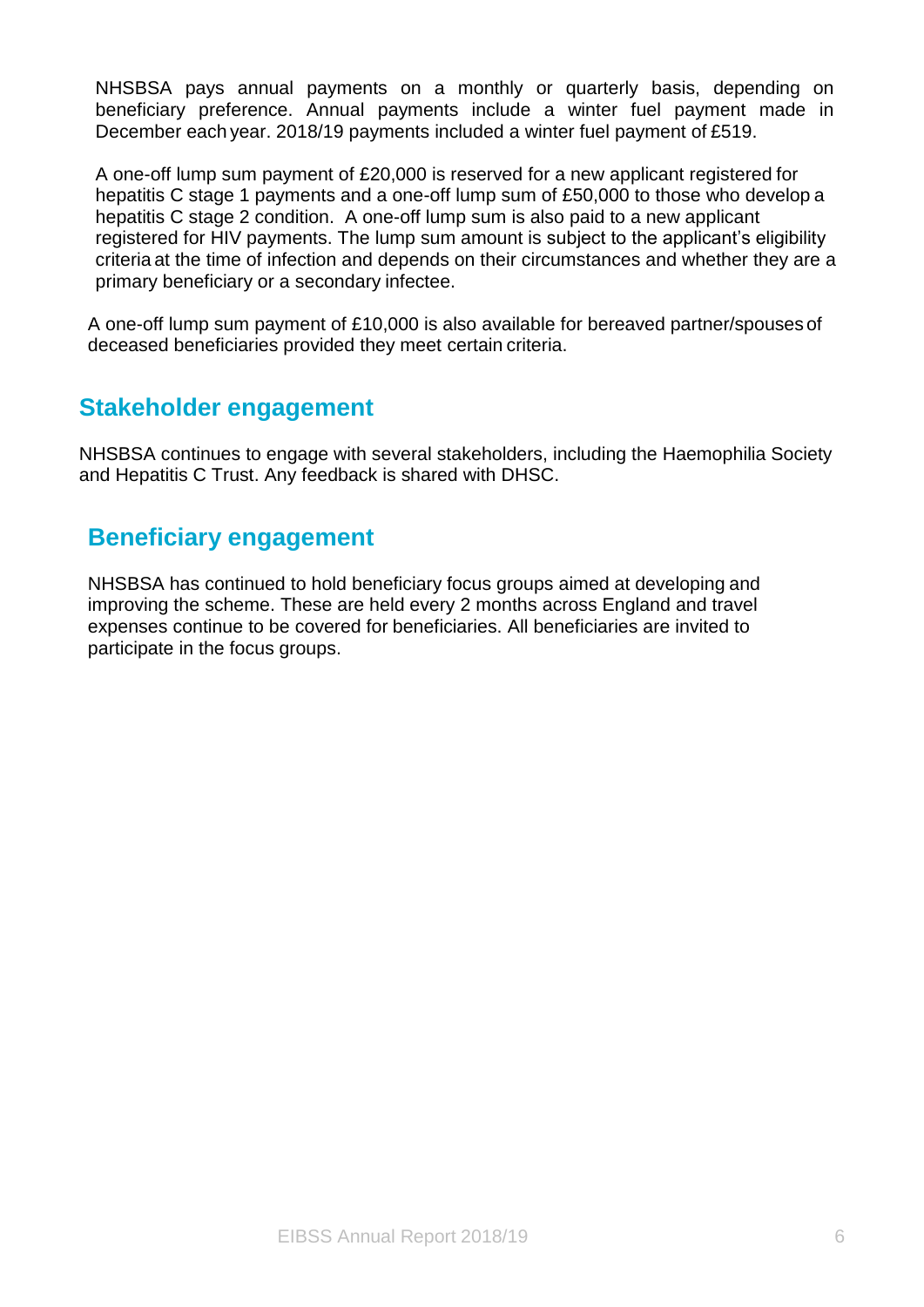NHSBSA pays annual payments on a monthly or quarterly basis, depending on beneficiary preference. Annual payments include a winter fuel payment made in December each year. 2018/19 payments included a winter fuel payment of £519.

A one-off lump sum payment of £20,000 is reserved for a new applicant registered for hepatitis C stage 1 payments and a one-off lump sum of £50,000 to those who develop a hepatitis C stage 2 condition. A one-off lump sum is also paid to a new applicant registered for HIV payments. The lump sum amount is subject to the applicant's eligibility criteria at the time of infection and depends on their circumstances and whether they are a primary beneficiary or a secondary infectee.

A one-off lump sum payment of £10,000 is also available for bereaved partner/spouses of deceased beneficiaries provided they meet certain criteria.

## Stakeholder engagement

NHSBSA continues to engage with several stakeholders, including the Haemophilia Society and Hepatitis C Trust. Any feedback is shared with DHSC.

## Beneficiary engagement

NHSBSA has continued to hold beneficiary focus groups aimed at developing and improving the scheme. These are held every 2 months across England and travel expenses continue to be covered for beneficiaries. All beneficiaries are invited to participate in the focus groups.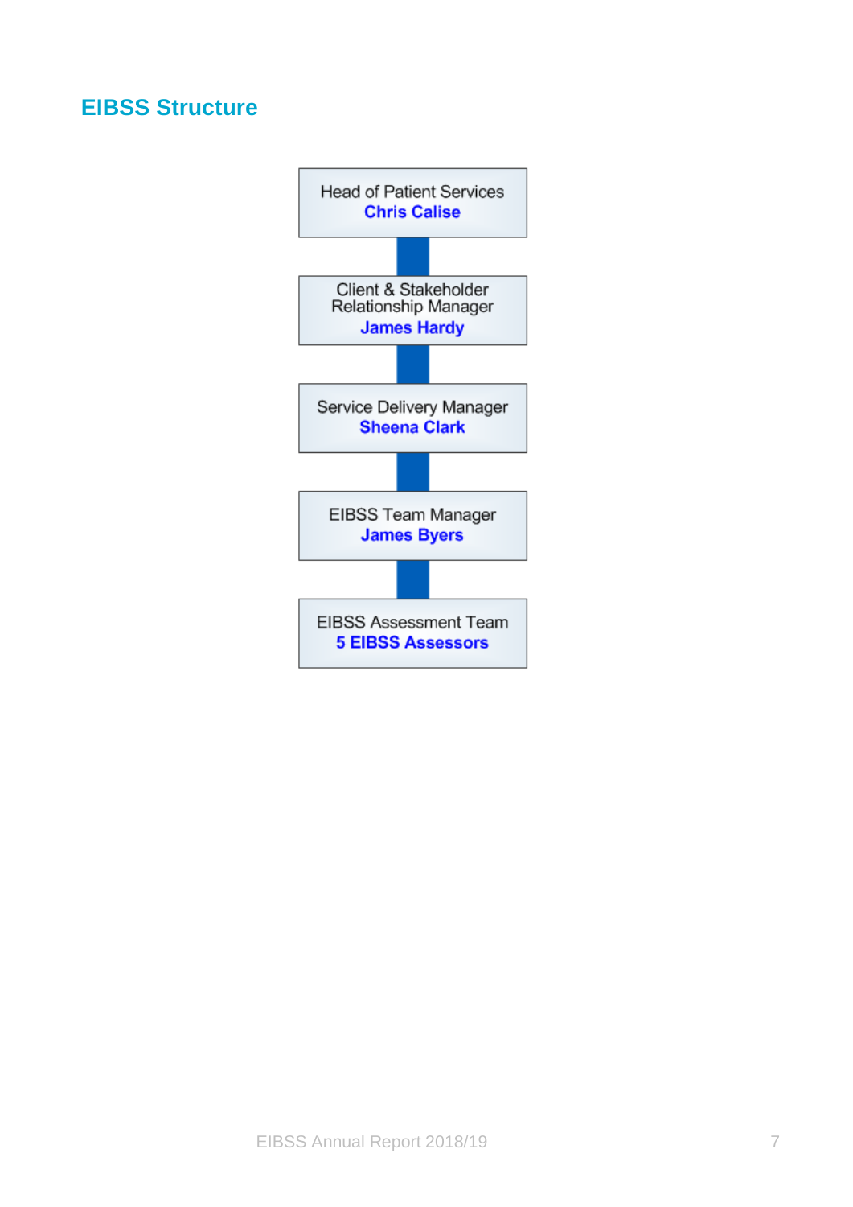## EIBSS Structure

Head of Patient Services
**Chris Calise**

Client & Stakeholder Relationship Manager
**James Hardy**

Service Delivery Manager
**Sheena Clark**

EIBSS Team Manager
**James Byers**

EIBSS Assessment Team
**5 EIBSS Assessors**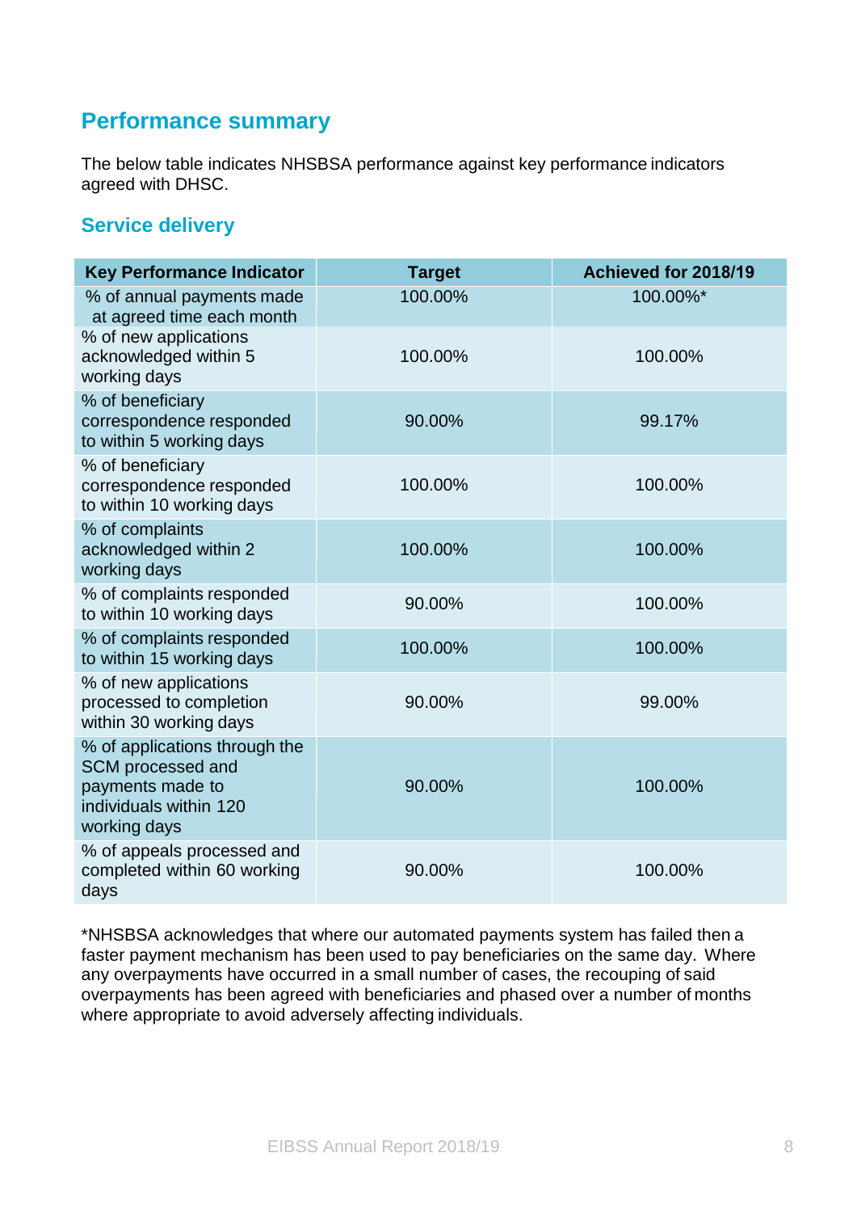## Performance summary

The below table indicates NHSBSA performance against key performance indicators agreed with DHSC.

### Service delivery

| Key Performance Indicator | Target | Achieved for 2018/19 |
|---|---|---|
| % of annual payments made at agreed time each month | 100.00% | 100.00%* |
| % of new applications acknowledged within 5 working days | 100.00% | 100.00% |
| % of beneficiary correspondence responded to within 5 working days | 90.00% | 99.17% |
| % of beneficiary correspondence responded to within 10 working days | 100.00% | 100.00% |
| % of complaints acknowledged within 2 working days | 100.00% | 100.00% |
| % of complaints responded to within 10 working days | 90.00% | 100.00% |
| % of complaints responded to within 15 working days | 100.00% | 100.00% |
| % of new applications processed to completion within 30 working days | 90.00% | 99.00% |
| % of applications through the SCM processed and payments made to individuals within 120 working days | 90.00% | 100.00% |
| % of appeals processed and completed within 60 working days | 90.00% | 100.00% |

*NHSBSA acknowledges that where our automated payments system has failed then a faster payment mechanism has been used to pay beneficiaries on the same day. Where any overpayments have occurred in a small number of cases, the recouping of said overpayments has been agreed with beneficiaries and phased over a number of months where appropriate to avoid adversely affecting individuals.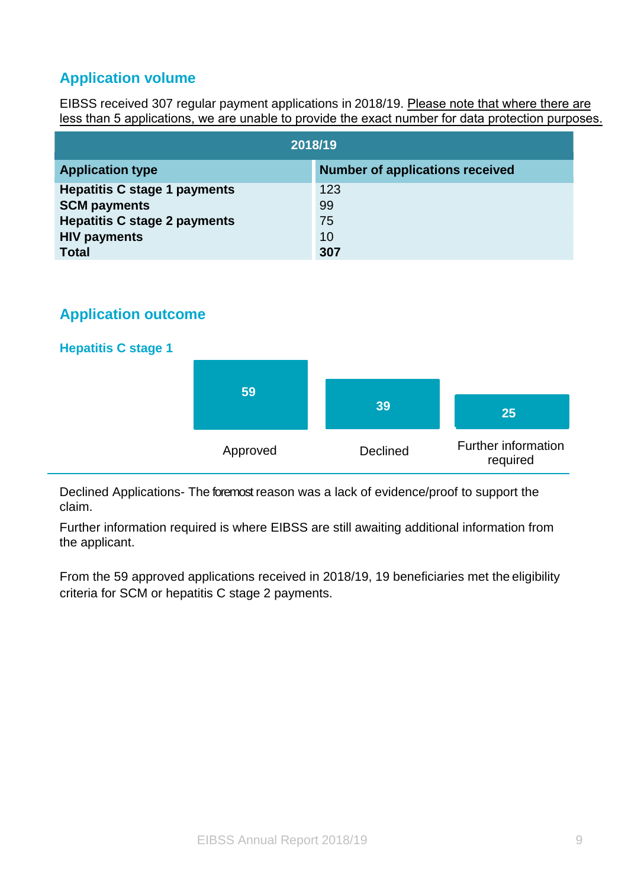## Application volume

EIBSS received 307 regular payment applications in 2018/19. Please note that where there are less than 5 applications, we are unable to provide the exact number for data protection purposes.

| 2018/19 | |
|---|---|
| **Application type** | **Number of applications received** |
| **Hepatitis C stage 1 payments** | 123 |
| **SCM payments** | 99 |
| **Hepatitis C stage 2 payments** | 75 |
| **HIV payments** | 10 |
| **Total** | **307** |

## Application outcome

### Hepatitis C stage 1

| Approved | Declined | Further information required |
|---|---|---|
| 59 | 39 | 25 |

Declined Applications- The foremost reason was a lack of evidence/proof to support the claim.

Further information required is where EIBSS are still awaiting additional information from the applicant.

From the 59 approved applications received in 2018/19, 19 beneficiaries met the eligibility criteria for SCM or hepatitis C stage 2 payments.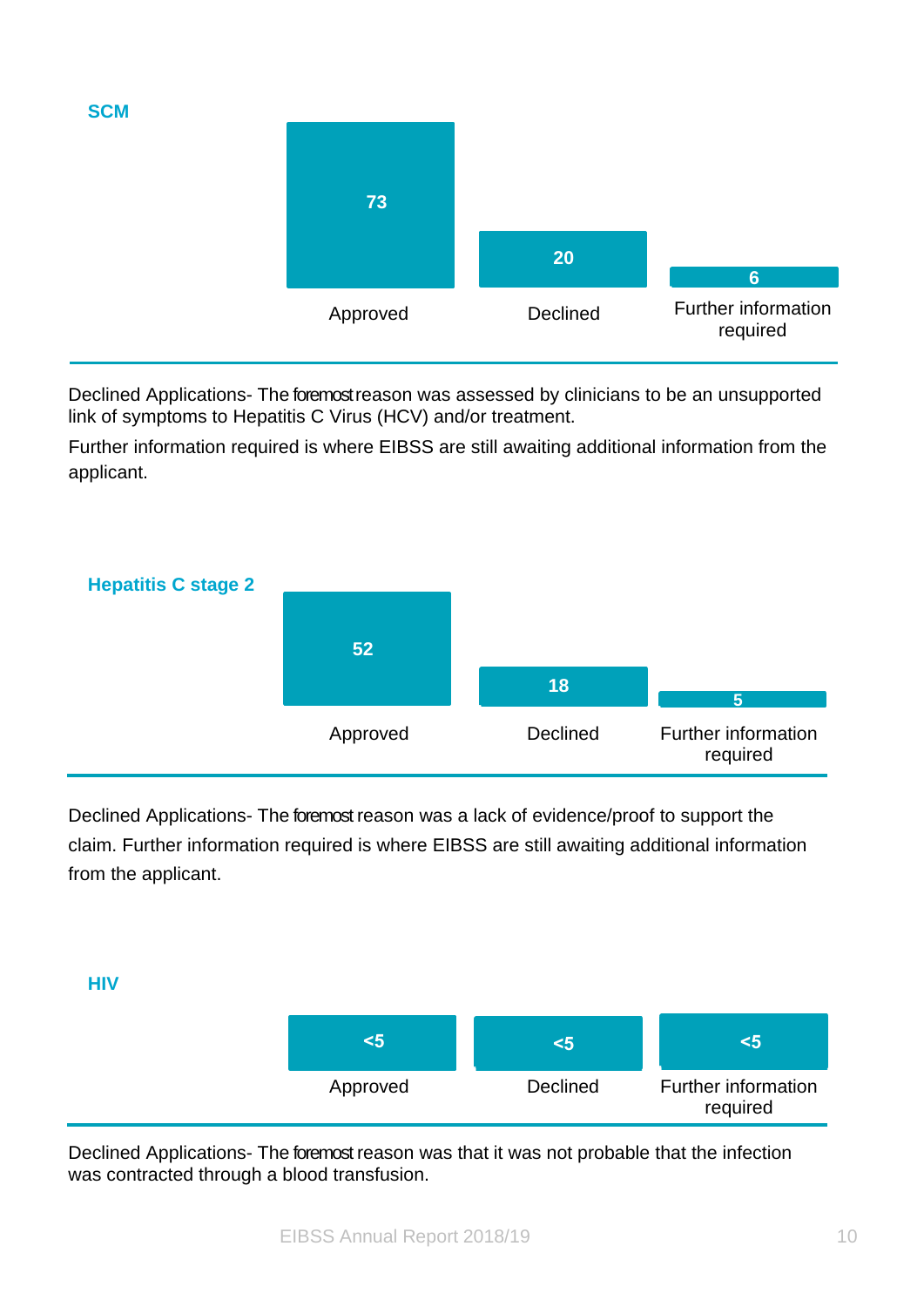### SCM

| Approved | Declined | Further information required |
|---|---|---|
| 73 | 20 | 6 |

Declined Applications- The foremost reason was assessed by clinicians to be an unsupported link of symptoms to Hepatitis C Virus (HCV) and/or treatment.

Further information required is where EIBSS are still awaiting additional information from the applicant.

### Hepatitis C stage 2

| Approved | Declined | Further information required |
|---|---|---|
| 52 | 18 | 5 |

Declined Applications- The foremost reason was a lack of evidence/proof to support the claim. Further information required is where EIBSS are still awaiting additional information from the applicant.

### HIV

| Approved | Declined | Further information required |
|---|---|---|
| <5 | <5 | <5 |

Declined Applications- The foremost reason was that it was not probable that the infection was contracted through a blood transfusion.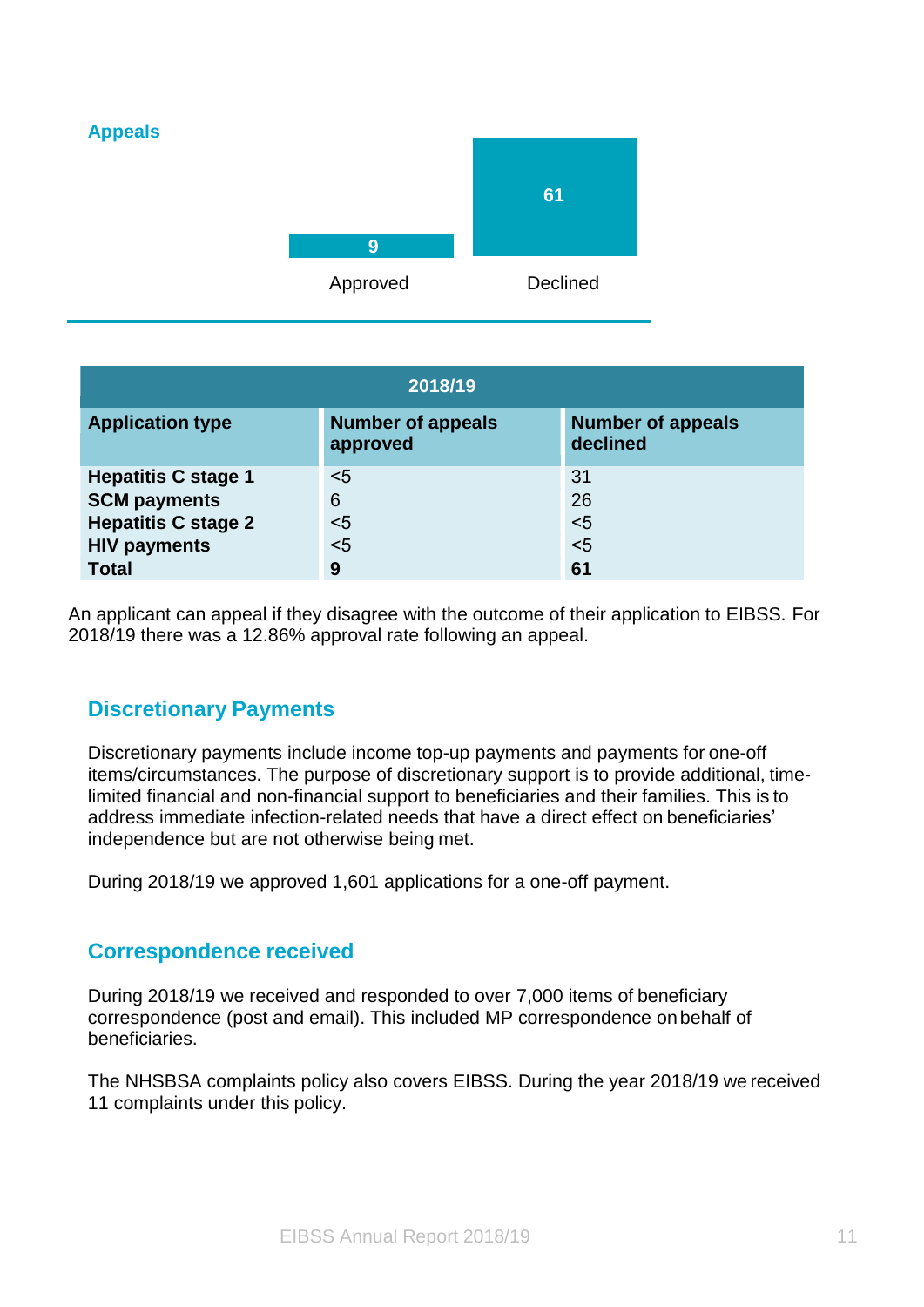## Appeals

Approved: 9

Declined: 61

| 2018/19 | | |
|---|---|---|
| **Application type** | **Number of appeals approved** | **Number of appeals declined** |
| **Hepatitis C stage 1** | <5 | 31 |
| **SCM payments** | 6 | 26 |
| **Hepatitis C stage 2** | <5 | <5 |
| **HIV payments** | <5 | <5 |
| **Total** | **9** | **61** |

An applicant can appeal if they disagree with the outcome of their application to EIBSS. For 2018/19 there was a 12.86% approval rate following an appeal.

## Discretionary Payments

Discretionary payments include income top-up payments and payments for one-off items/circumstances. The purpose of discretionary support is to provide additional, time-limited financial and non-financial support to beneficiaries and their families. This is to address immediate infection-related needs that have a direct effect on beneficiaries' independence but are not otherwise being met.

During 2018/19 we approved 1,601 applications for a one-off payment.

## Correspondence received

During 2018/19 we received and responded to over 7,000 items of beneficiary correspondence (post and email). This included MP correspondence on behalf of beneficiaries.

The NHSBSA complaints policy also covers EIBSS. During the year 2018/19 we received 11 complaints under this policy.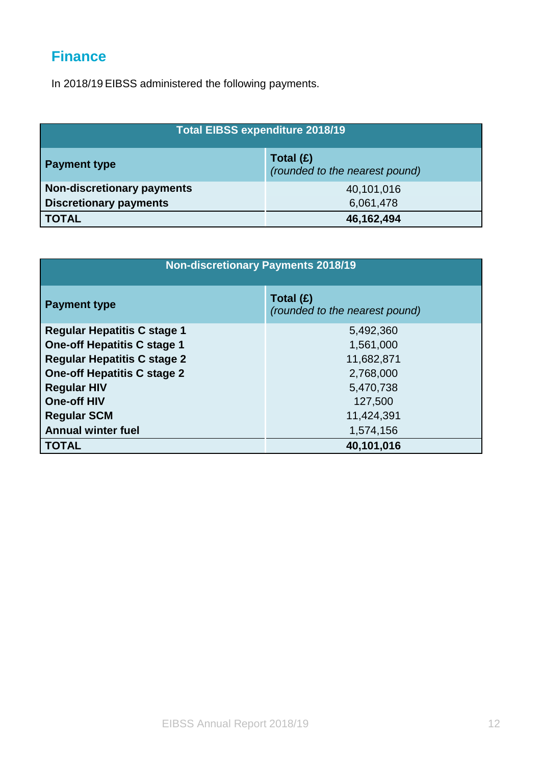## Finance

In 2018/19 EIBSS administered the following payments.

| Total EIBSS expenditure 2018/19 | |
|---|---|
| **Payment type** | **Total (£)** *(rounded to the nearest pound)* |
| **Non-discretionary payments** | 40,101,016 |
| **Discretionary payments** | 6,061,478 |
| **TOTAL** | **46,162,494** |

| Non-discretionary Payments 2018/19 | |
|---|---|
| **Payment type** | **Total (£)** *(rounded to the nearest pound)* |
| **Regular Hepatitis C stage 1** | 5,492,360 |
| **One-off Hepatitis C stage 1** | 1,561,000 |
| **Regular Hepatitis C stage 2** | 11,682,871 |
| **One-off Hepatitis C stage 2** | 2,768,000 |
| **Regular HIV** | 5,470,738 |
| **One-off HIV** | 127,500 |
| **Regular SCM** | 11,424,391 |
| **Annual winter fuel** | 1,574,156 |
| **TOTAL** | **40,101,016** |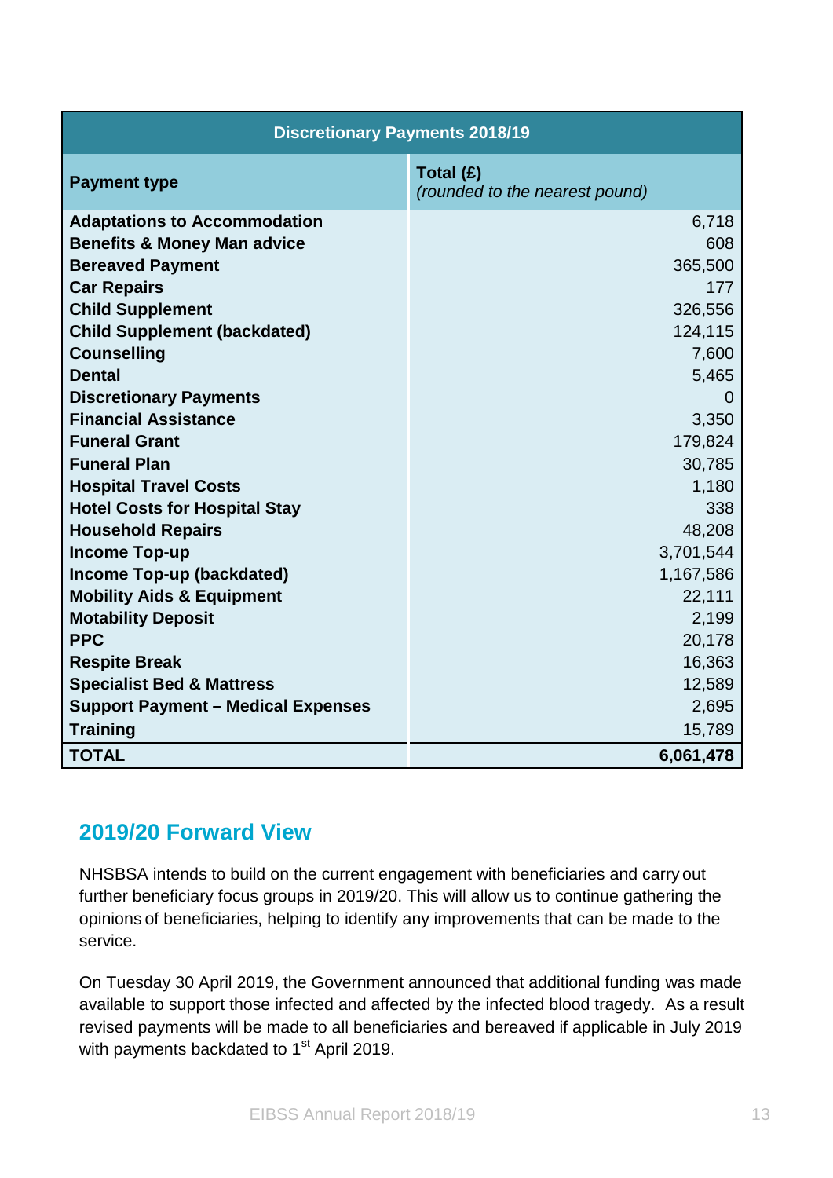| Discretionary Payments 2018/19 | |
|---|---|
| **Payment type** | **Total (£)** *(rounded to the nearest pound)* |
| **Adaptations to Accommodation** | 6,718 |
| **Benefits & Money Man advice** | 608 |
| **Bereaved Payment** | 365,500 |
| **Car Repairs** | 177 |
| **Child Supplement** | 326,556 |
| **Child Supplement (backdated)** | 124,115 |
| **Counselling** | 7,600 |
| **Dental** | 5,465 |
| **Discretionary Payments** | 0 |
| **Financial Assistance** | 3,350 |
| **Funeral Grant** | 179,824 |
| **Funeral Plan** | 30,785 |
| **Hospital Travel Costs** | 1,180 |
| **Hotel Costs for Hospital Stay** | 338 |
| **Household Repairs** | 48,208 |
| **Income Top-up** | 3,701,544 |
| **Income Top-up (backdated)** | 1,167,586 |
| **Mobility Aids & Equipment** | 22,111 |
| **Motability Deposit** | 2,199 |
| **PPC** | 20,178 |
| **Respite Break** | 16,363 |
| **Specialist Bed & Mattress** | 12,589 |
| **Support Payment – Medical Expenses** | 2,695 |
| **Training** | 15,789 |
| **TOTAL** | **6,061,478** |

## 2019/20 Forward View

NHSBSA intends to build on the current engagement with beneficiaries and carry out further beneficiary focus groups in 2019/20. This will allow us to continue gathering the opinions of beneficiaries, helping to identify any improvements that can be made to the service.

On Tuesday 30 April 2019, the Government announced that additional funding was made available to support those infected and affected by the infected blood tragedy. As a result revised payments will be made to all beneficiaries and bereaved if applicable in July 2019 with payments backdated to 1st April 2019.